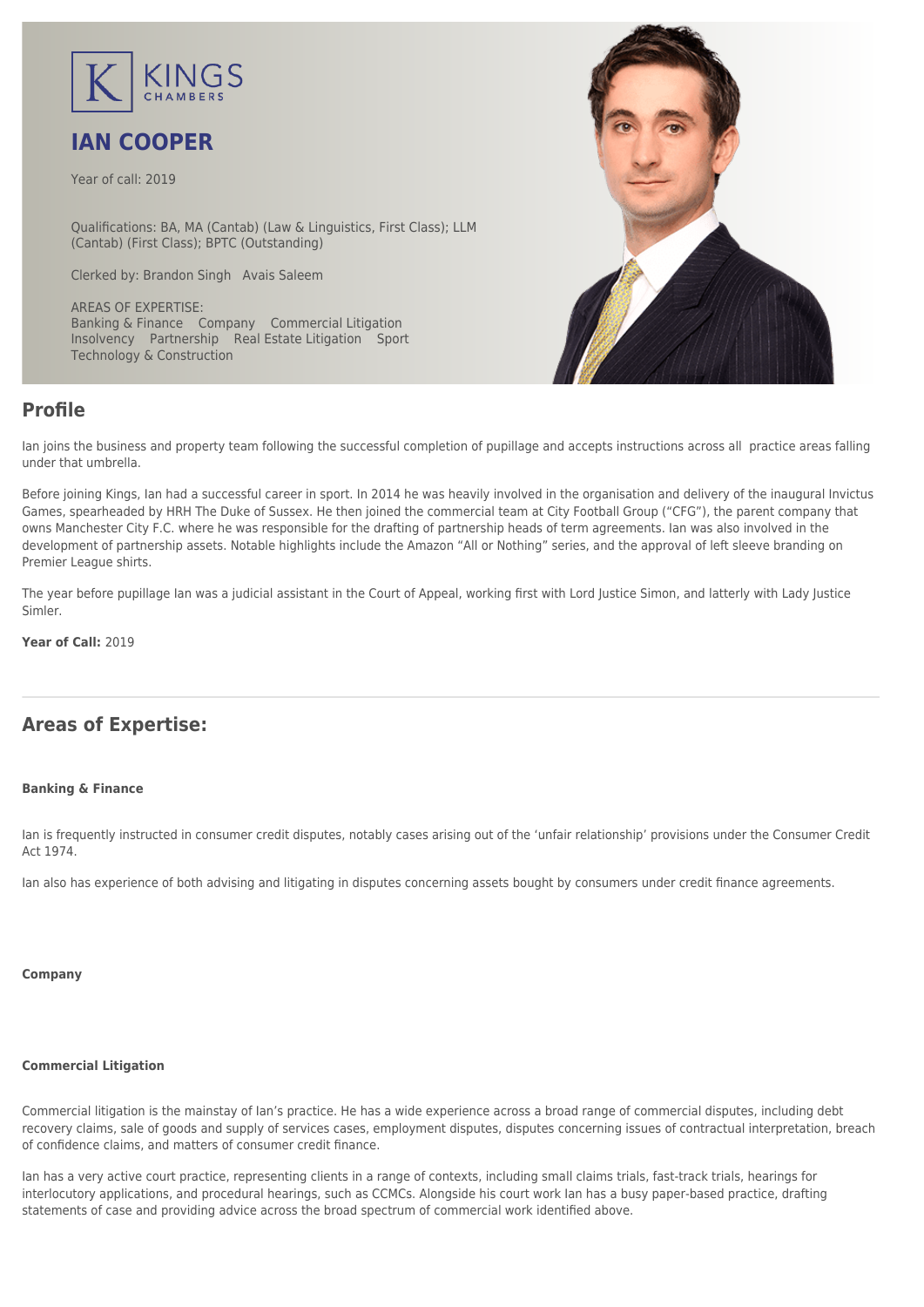KINGS CHAMBERS

# IAN COOPER

Year of call: 2019

Qualifications: BA, MA (Cantab) (Law & Linguistics, First Class); LLM (Cantab) (First Class); BPTC (Outstanding)

Clerked by: Brandon Singh   Avais Saleem

AREAS OF EXPERTISE:
Banking & Finance   Company   Commercial Litigation
Insolvency   Partnership   Real Estate Litigation   Sport
Technology & Construction

## Profile

Ian joins the business and property team following the successful completion of pupillage and accepts instructions across all practice areas falling under that umbrella.

Before joining Kings, Ian had a successful career in sport. In 2014 he was heavily involved in the organisation and delivery of the inaugural Invictus Games, spearheaded by HRH The Duke of Sussex. He then joined the commercial team at City Football Group ("CFG"), the parent company that owns Manchester City F.C. where he was responsible for the drafting of partnership heads of term agreements. Ian was also involved in the development of partnership assets. Notable highlights include the Amazon "All or Nothing" series, and the approval of left sleeve branding on Premier League shirts.

The year before pupillage Ian was a judicial assistant in the Court of Appeal, working first with Lord Justice Simon, and latterly with Lady Justice Simler.

**Year of Call:** 2019

## Areas of Expertise:

#### Banking & Finance

Ian is frequently instructed in consumer credit disputes, notably cases arising out of the 'unfair relationship' provisions under the Consumer Credit Act 1974.

Ian also has experience of both advising and litigating in disputes concerning assets bought by consumers under credit finance agreements.

#### Company

#### Commercial Litigation

Commercial litigation is the mainstay of Ian's practice. He has a wide experience across a broad range of commercial disputes, including debt recovery claims, sale of goods and supply of services cases, employment disputes, disputes concerning issues of contractual interpretation, breach of confidence claims, and matters of consumer credit finance.

Ian has a very active court practice, representing clients in a range of contexts, including small claims trials, fast-track trials, hearings for interlocutory applications, and procedural hearings, such as CCMCs. Alongside his court work Ian has a busy paper-based practice, drafting statements of case and providing advice across the broad spectrum of commercial work identified above.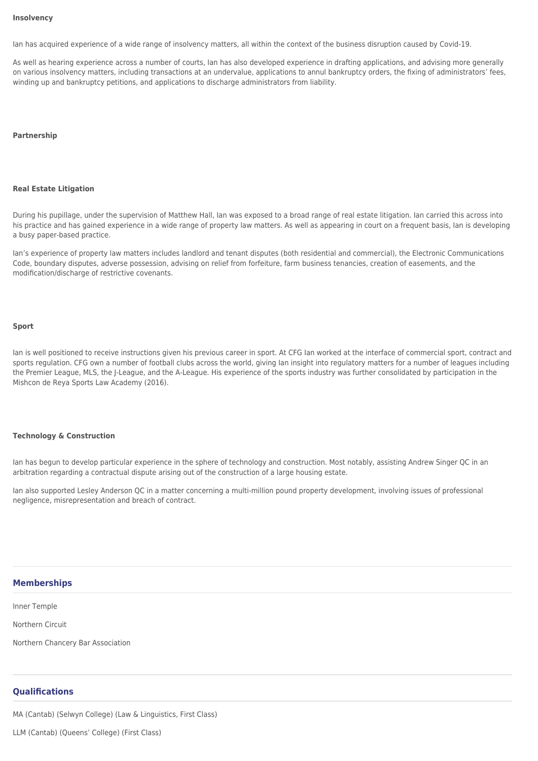**Insolvency**

Ian has acquired experience of a wide range of insolvency matters, all within the context of the business disruption caused by Covid-19.

As well as hearing experience across a number of courts, Ian has also developed experience in drafting applications, and advising more generally on various insolvency matters, including transactions at an undervalue, applications to annul bankruptcy orders, the fixing of administrators' fees, winding up and bankruptcy petitions, and applications to discharge administrators from liability.

**Partnership**

**Real Estate Litigation**

During his pupillage, under the supervision of Matthew Hall, Ian was exposed to a broad range of real estate litigation. Ian carried this across into his practice and has gained experience in a wide range of property law matters. As well as appearing in court on a frequent basis, Ian is developing a busy paper-based practice.

Ian's experience of property law matters includes landlord and tenant disputes (both residential and commercial), the Electronic Communications Code, boundary disputes, adverse possession, advising on relief from forfeiture, farm business tenancies, creation of easements, and the modification/discharge of restrictive covenants.

**Sport**

Ian is well positioned to receive instructions given his previous career in sport. At CFG Ian worked at the interface of commercial sport, contract and sports regulation. CFG own a number of football clubs across the world, giving Ian insight into regulatory matters for a number of leagues including the Premier League, MLS, the J-League, and the A-League. His experience of the sports industry was further consolidated by participation in the Mishcon de Reya Sports Law Academy (2016).

**Technology & Construction**

Ian has begun to develop particular experience in the sphere of technology and construction. Most notably, assisting Andrew Singer QC in an arbitration regarding a contractual dispute arising out of the construction of a large housing estate.

Ian also supported Lesley Anderson QC in a matter concerning a multi-million pound property development, involving issues of professional negligence, misrepresentation and breach of contract.

## Memberships

Inner Temple

Northern Circuit

Northern Chancery Bar Association

## Qualifications

MA (Cantab) (Selwyn College) (Law & Linguistics, First Class)

LLM (Cantab) (Queens' College) (First Class)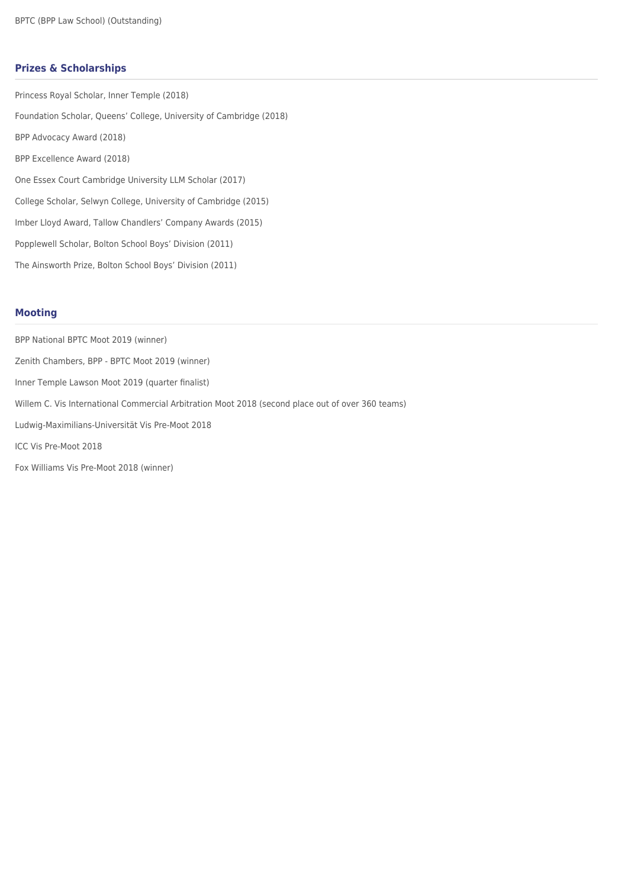BPTC (BPP Law School) (Outstanding)

## Prizes & Scholarships

Princess Royal Scholar, Inner Temple (2018)

Foundation Scholar, Queens' College, University of Cambridge (2018)

BPP Advocacy Award (2018)

BPP Excellence Award (2018)

One Essex Court Cambridge University LLM Scholar (2017)

College Scholar, Selwyn College, University of Cambridge (2015)

Imber Lloyd Award, Tallow Chandlers' Company Awards (2015)

Popplewell Scholar, Bolton School Boys' Division (2011)

The Ainsworth Prize, Bolton School Boys' Division (2011)

## Mooting

BPP National BPTC Moot 2019 (winner)

Zenith Chambers, BPP - BPTC Moot 2019 (winner)

Inner Temple Lawson Moot 2019 (quarter finalist)

Willem C. Vis International Commercial Arbitration Moot 2018 (second place out of over 360 teams)

Ludwig-Maximilians-Universität Vis Pre-Moot 2018

ICC Vis Pre-Moot 2018

Fox Williams Vis Pre-Moot 2018 (winner)